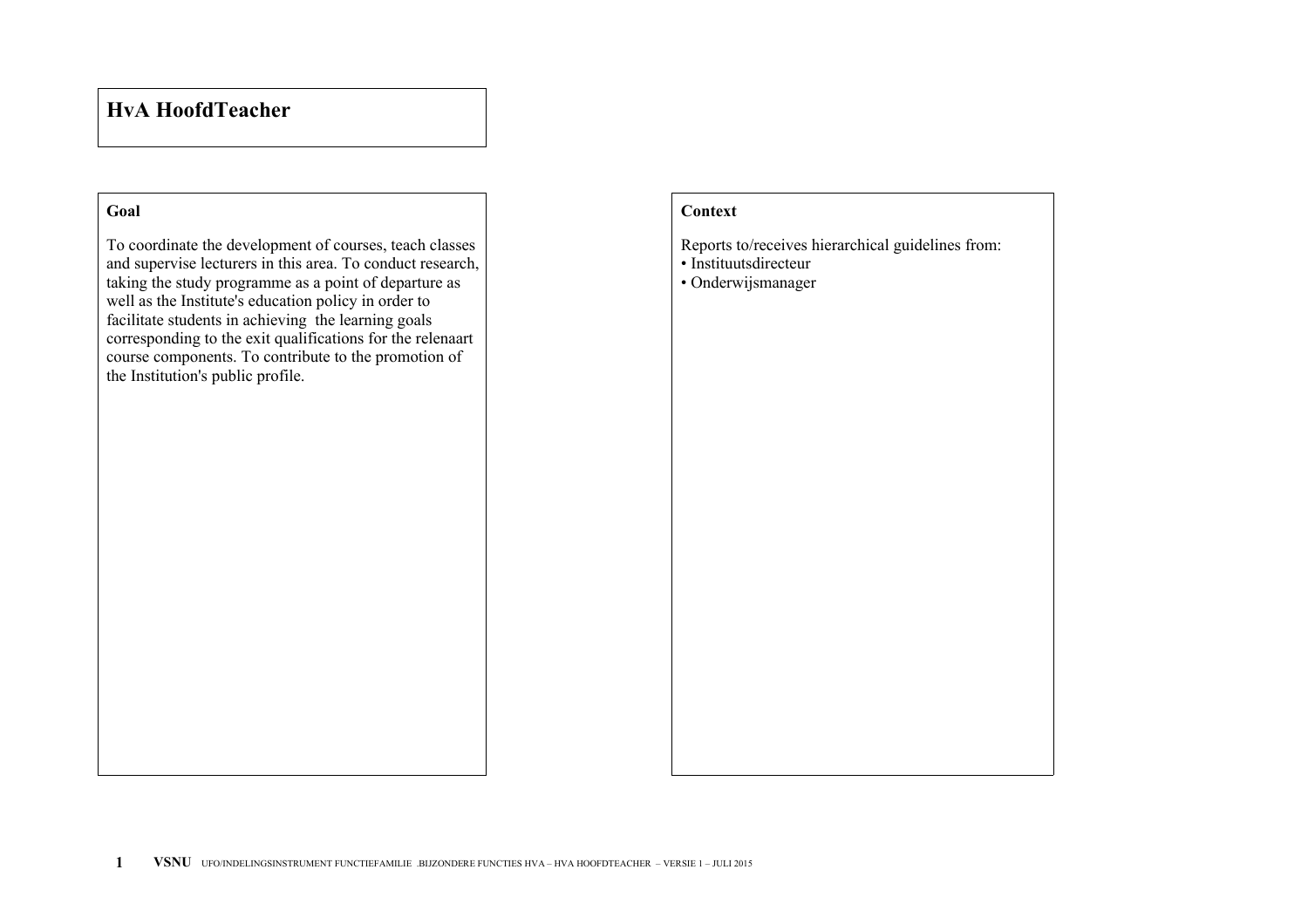# HvA HoofdTeacher

## Goal

To coordinate the development of courses, teach classes and supervise lecturers in this area. To conduct research, taking the study programme as a point of departure as well as the Institute's education policy in order to facilitate students in achieving the learning goals corresponding to the exit qualifications for the relenaart course components. To contribute to the promotion of the Institution's public profile.

## Context

Reports to/receives hierarchical guidelines from:

- Instituutsdirecteur
- Onderwijsmanager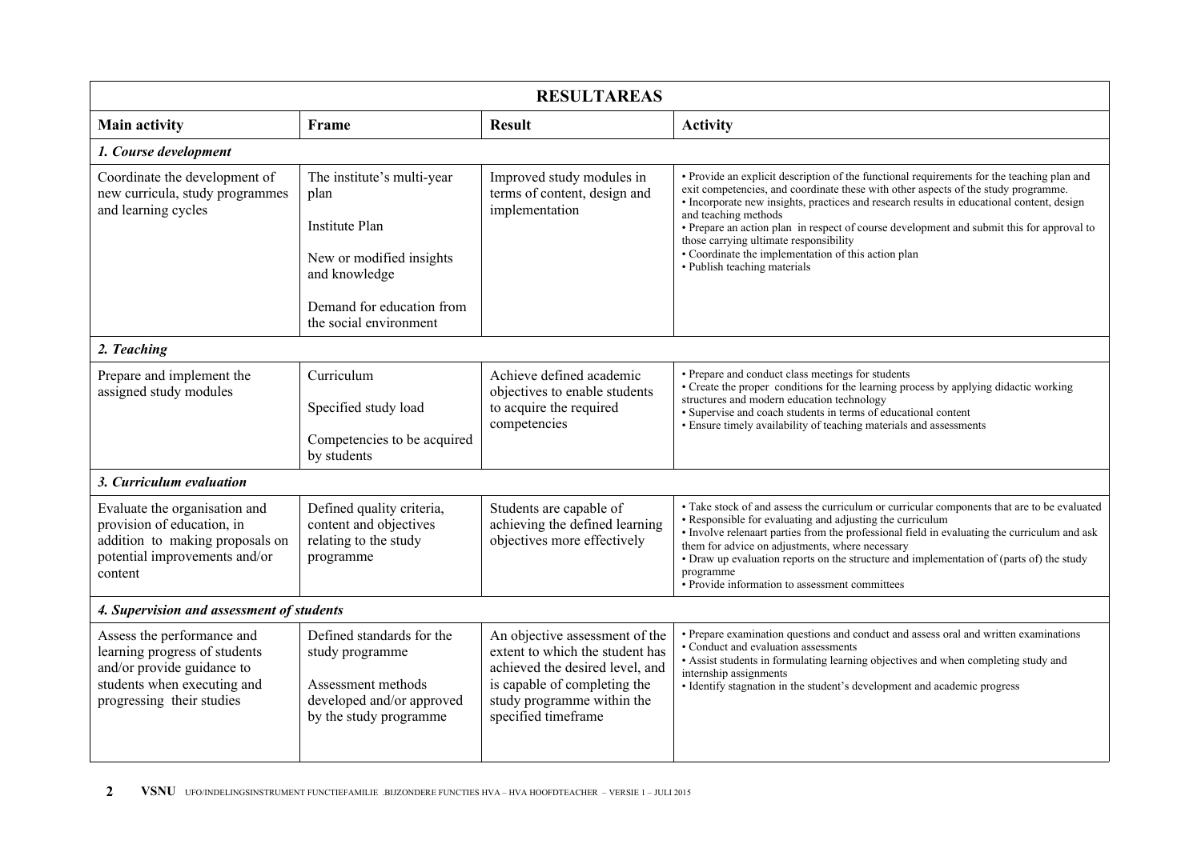| RESULTAREAS | | | |
|---|---|---|---|
| **Main activity** | **Frame** | **Result** | **Activity** |
| ***1. Course development*** | | | |
| Coordinate the development of new curricula, study programmes and learning cycles | The institute's multi-year plan<br><br>Institute Plan<br><br>New or modified insights and knowledge<br><br>Demand for education from the social environment | Improved study modules in terms of content, design and implementation | • Provide an explicit description of the functional requirements for the teaching plan and exit competencies, and coordinate these with other aspects of the study programme.<br>• Incorporate new insights, practices and research results in educational content, design and teaching methods<br>• Prepare an action plan in respect of course development and submit this for approval to those carrying ultimate responsibility<br>• Coordinate the implementation of this action plan<br>• Publish teaching materials |
| ***2. Teaching*** | | | |
| Prepare and implement the assigned study modules | Curriculum<br><br>Specified study load<br><br>Competencies to be acquired by students | Achieve defined academic objectives to enable students to acquire the required competencies | • Prepare and conduct class meetings for students<br>• Create the proper conditions for the learning process by applying didactic working structures and modern education technology<br>• Supervise and coach students in terms of educational content<br>• Ensure timely availability of teaching materials and assessments |
| ***3. Curriculum evaluation*** | | | |
| Evaluate the organisation and provision of education, in addition to making proposals on potential improvements and/or content | Defined quality criteria, content and objectives relating to the study programme | Students are capable of achieving the defined learning objectives more effectively | • Take stock of and assess the curriculum or curricular components that are to be evaluated<br>• Responsible for evaluating and adjusting the curriculum<br>• Involve relenaart parties from the professional field in evaluating the curriculum and ask them for advice on adjustments, where necessary<br>• Draw up evaluation reports on the structure and implementation of (parts of) the study programme<br>• Provide information to assessment committees |
| ***4. Supervision and assessment of students*** | | | |
| Assess the performance and learning progress of students and/or provide guidance to students when executing and progressing their studies | Defined standards for the study programme<br><br>Assessment methods developed and/or approved by the study programme | An objective assessment of the extent to which the student has achieved the desired level, and is capable of completing the study programme within the specified timeframe | • Prepare examination questions and conduct and assess oral and written examinations<br>• Conduct and evaluation assessments<br>• Assist students in formulating learning objectives and when completing study and internship assignments<br>• Identify stagnation in the student's development and academic progress |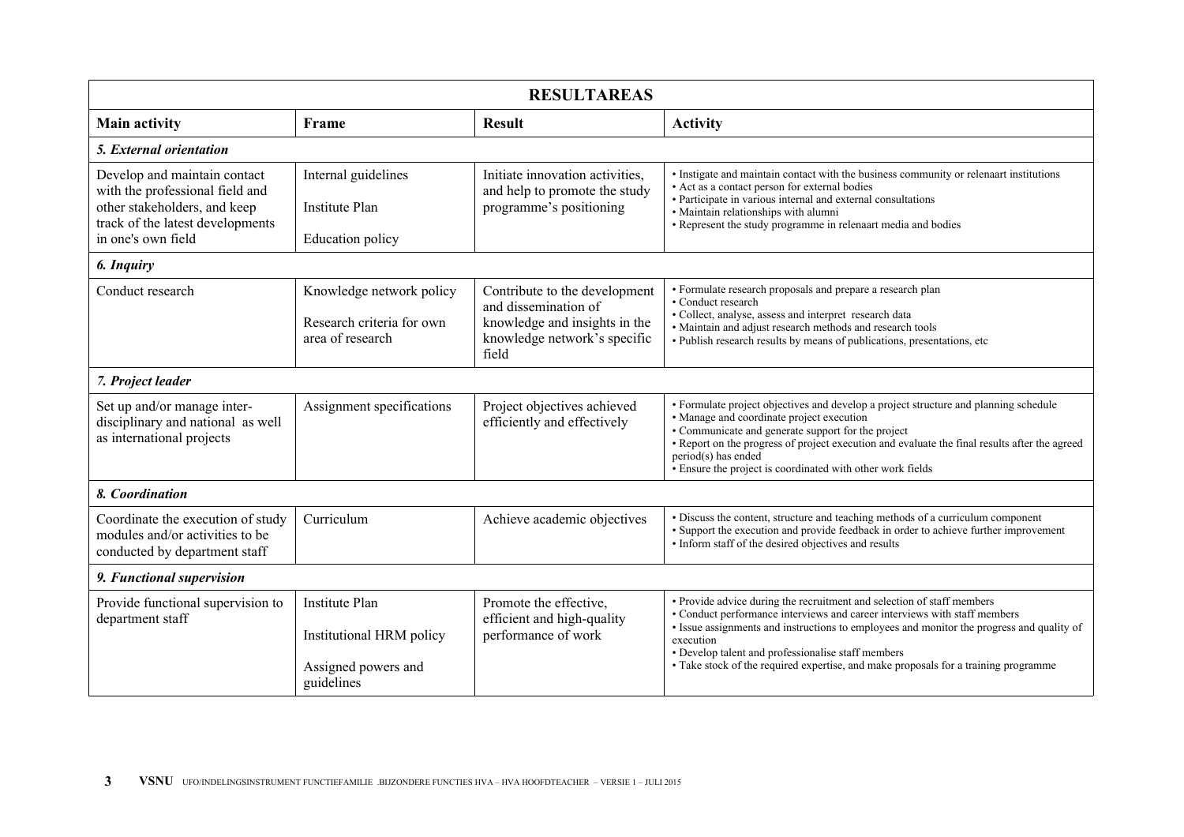| RESULTAREAS | | | |
|---|---|---|---|
| **Main activity** | **Frame** | **Result** | **Activity** |
| ***5. External orientation*** | | | |
| Develop and maintain contact with the professional field and other stakeholders, and keep track of the latest developments in one's own field | Internal guidelines<br><br>Institute Plan<br><br>Education policy | Initiate innovation activities, and help to promote the study programme's positioning | • Instigate and maintain contact with the business community or relenaart institutions<br>• Act as a contact person for external bodies<br>• Participate in various internal and external consultations<br>• Maintain relationships with alumni<br>• Represent the study programme in relenaart media and bodies |
| ***6. Inquiry*** | | | |
| Conduct research | Knowledge network policy<br><br>Research criteria for own area of research | Contribute to the development and dissemination of knowledge and insights in the knowledge network's specific field | • Formulate research proposals and prepare a research plan<br>• Conduct research<br>• Collect, analyse, assess and interpret research data<br>• Maintain and adjust research methods and research tools<br>• Publish research results by means of publications, presentations, etc |
| ***7. Project leader*** | | | |
| Set up and/or manage inter-disciplinary and national as well as international projects | Assignment specifications | Project objectives achieved efficiently and effectively | • Formulate project objectives and develop a project structure and planning schedule<br>• Manage and coordinate project execution<br>• Communicate and generate support for the project<br>• Report on the progress of project execution and evaluate the final results after the agreed period(s) has ended<br>• Ensure the project is coordinated with other work fields |
| ***8. Coordination*** | | | |
| Coordinate the execution of study modules and/or activities to be conducted by department staff | Curriculum | Achieve academic objectives | • Discuss the content, structure and teaching methods of a curriculum component<br>• Support the execution and provide feedback in order to achieve further improvement<br>• Inform staff of the desired objectives and results |
| ***9. Functional supervision*** | | | |
| Provide functional supervision to department staff | Institute Plan<br><br>Institutional HRM policy<br><br>Assigned powers and guidelines | Promote the effective, efficient and high-quality performance of work | • Provide advice during the recruitment and selection of staff members<br>• Conduct performance interviews and career interviews with staff members<br>• Issue assignments and instructions to employees and monitor the progress and quality of execution<br>• Develop talent and professionalise staff members<br>• Take stock of the required expertise, and make proposals for a training programme |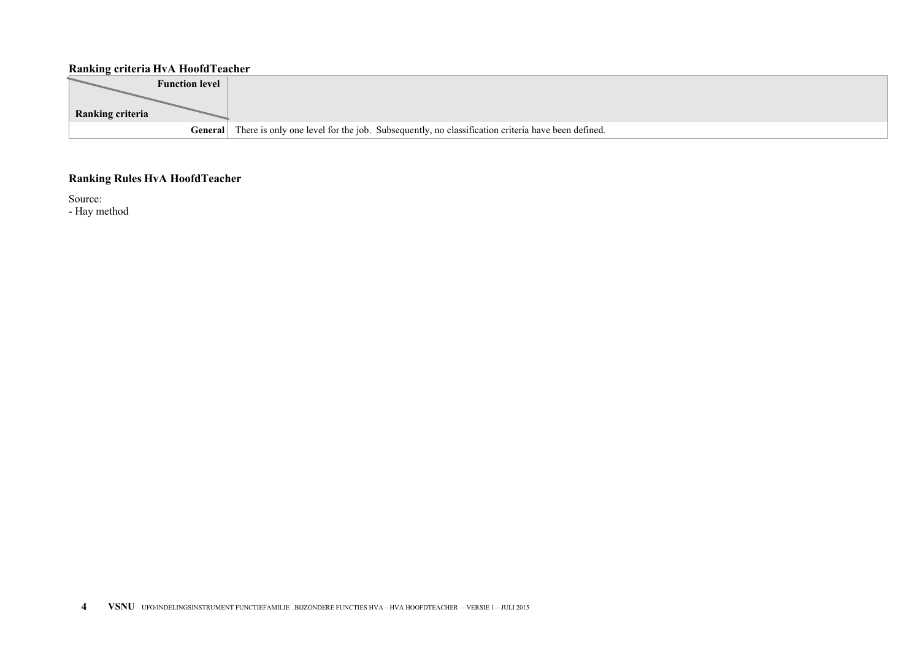### Ranking criteria HvA HoofdTeacher

| Function level / Ranking criteria | |
|---|---|
| **General** | There is only one level for the job. Subsequently, no classification criteria have been defined. |

### Ranking Rules HvA HoofdTeacher

Source:
- Hay method